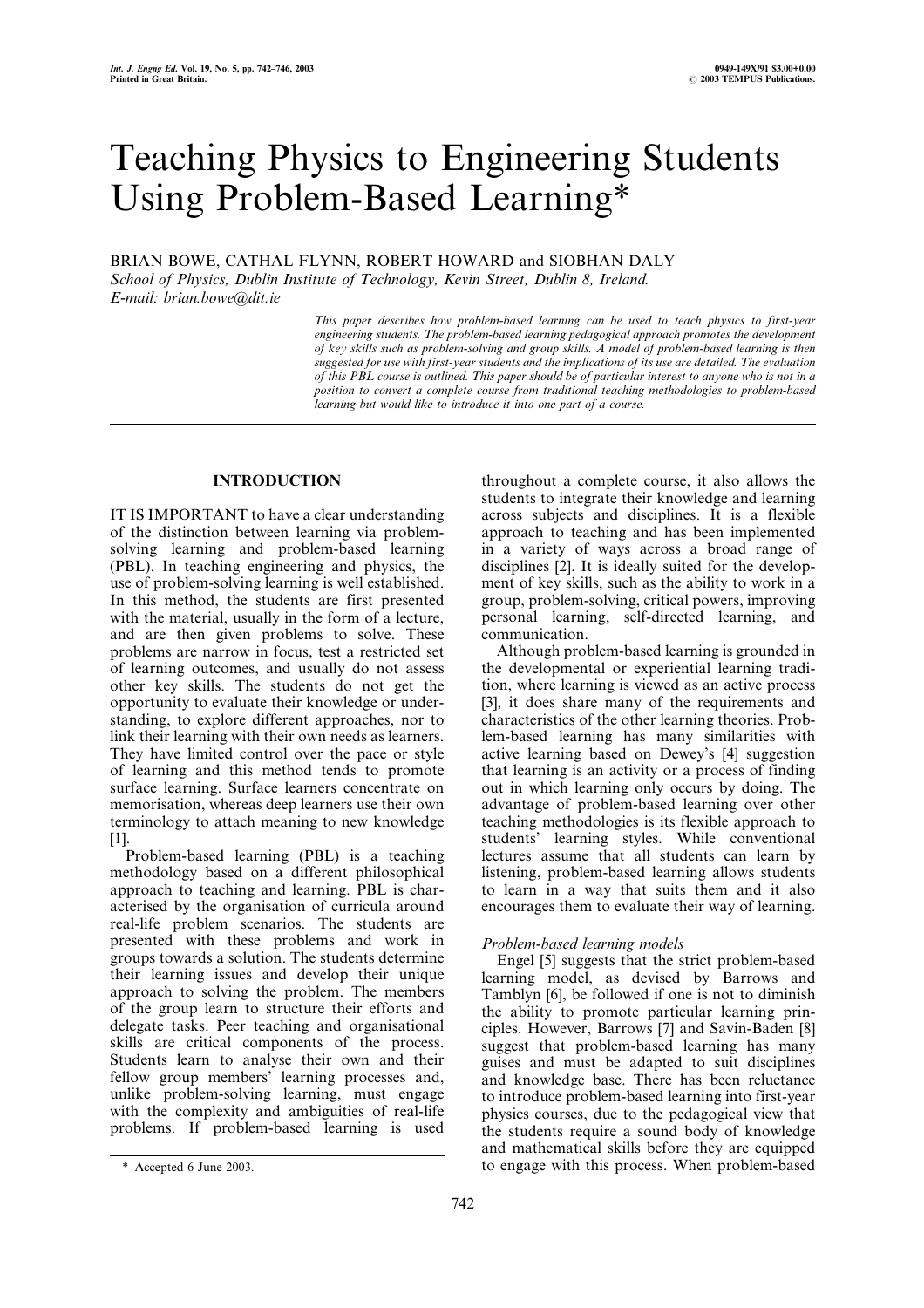# Teaching Physics to Engineering Students Using Problem-Based Learning*

BRIAN BOWE, CATHAL FLYNN, ROBERT HOWARD and SIOBHAN DALY

*School of Physics, Dublin Institute of Technology, Kevin Street, Dublin 8, Ireland. E-mail: brian.bowe@dit.ie*

*This paper describes how problem-based learning can be used to teach physics to first-year engineering students. The problem-based learning pedagogical approach promotes the development of key skills such as problem-solving and group skills. A model of problem-based learning is then suggested for use with first-year students and the implications of its use are detailed. The evaluation of this PBL course is outlined. This paper should be of particular interest to anyone who is not in a position to convert a complete course from traditional teaching methodologies to problem-based learning but would like to introduce it into one part of a course.*

## INTRODUCTION

IT IS IMPORTANT to have a clear understanding of the distinction between learning via problem-solving learning and problem-based learning (PBL). In teaching engineering and physics, the use of problem-solving learning is well established. In this method, the students are first presented with the material, usually in the form of a lecture, and are then given problems to solve. These problems are narrow in focus, test a restricted set of learning outcomes, and usually do not assess other key skills. The students do not get the opportunity to evaluate their knowledge or understanding, to explore different approaches, nor to link their learning with their own needs as learners. They have limited control over the pace or style of learning and this method tends to promote surface learning. Surface learners concentrate on memorisation, whereas deep learners use their own terminology to attach meaning to new knowledge [1].

Problem-based learning (PBL) is a teaching methodology based on a different philosophical approach to teaching and learning. PBL is characterised by the organisation of curricula around real-life problem scenarios. The students are presented with these problems and work in groups towards a solution. The students determine their learning issues and develop their unique approach to solving the problem. The members of the group learn to structure their efforts and delegate tasks. Peer teaching and organisational skills are critical components of the process. Students learn to analyse their own and their fellow group members' learning processes and, unlike problem-solving learning, must engage with the complexity and ambiguities of real-life problems. If problem-based learning is used throughout a complete course, it also allows the students to integrate their knowledge and learning across subjects and disciplines. It is a flexible approach to teaching and has been implemented in a variety of ways across a broad range of disciplines [2]. It is ideally suited for the development of key skills, such as the ability to work in a group, problem-solving, critical powers, improving personal learning, self-directed learning, and communication.

Although problem-based learning is grounded in the developmental or experiential learning tradition, where learning is viewed as an active process [3], it does share many of the requirements and characteristics of the other learning theories. Problem-based learning has many similarities with active learning based on Dewey's [4] suggestion that learning is an activity or a process of finding out in which learning only occurs by doing. The advantage of problem-based learning over other teaching methodologies is its flexible approach to students' learning styles. While conventional lectures assume that all students can learn by listening, problem-based learning allows students to learn in a way that suits them and it also encourages them to evaluate their way of learning.

### *Problem-based learning models*

Engel [5] suggests that the strict problem-based learning model, as devised by Barrows and Tamblyn [6], be followed if one is not to diminish the ability to promote particular learning principles. However, Barrows [7] and Savin-Baden [8] suggest that problem-based learning has many guises and must be adapted to suit disciplines and knowledge base. There has been reluctance to introduce problem-based learning into first-year physics courses, due to the pedagogical view that the students require a sound body of knowledge and mathematical skills before they are equipped to engage with this process. When problem-based

\* Accepted 6 June 2003.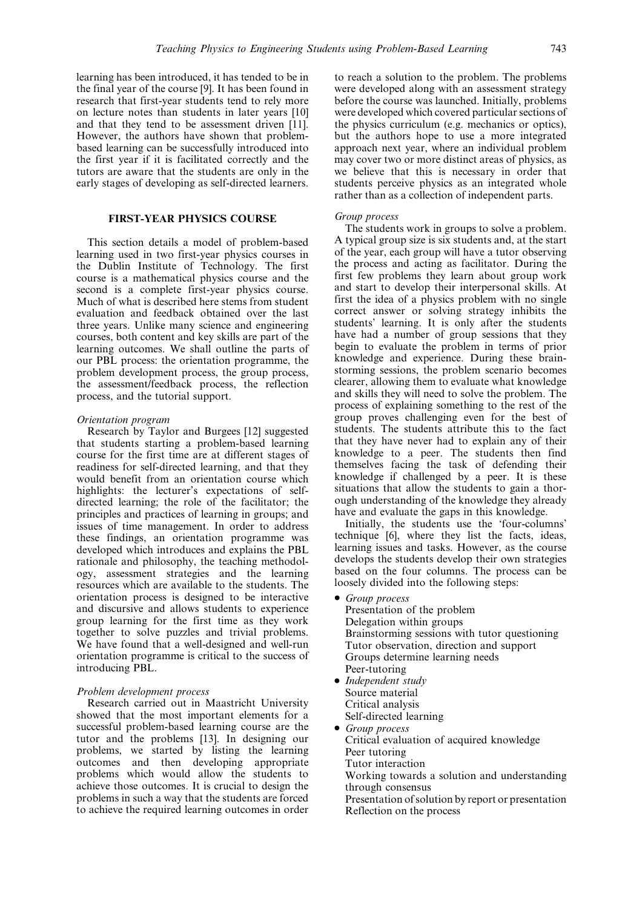learning has been introduced, it has tended to be in the final year of the course [9]. It has been found in research that first-year students tend to rely more on lecture notes than students in later years [10] and that they tend to be assessment driven [11]. However, the authors have shown that problem-based learning can be successfully introduced into the first year if it is facilitated correctly and the tutors are aware that the students are only in the early stages of developing as self-directed learners.

## FIRST-YEAR PHYSICS COURSE

This section details a model of problem-based learning used in two first-year physics courses in the Dublin Institute of Technology. The first course is a mathematical physics course and the second is a complete first-year physics course. Much of what is described here stems from student evaluation and feedback obtained over the last three years. Unlike many science and engineering courses, both content and key skills are part of the learning outcomes. We shall outline the parts of our PBL process: the orientation programme, the problem development process, the group process, the assessment/feedback process, the reflection process, and the tutorial support.

### *Orientation program*

Research by Taylor and Burgees [12] suggested that students starting a problem-based learning course for the first time are at different stages of readiness for self-directed learning, and that they would benefit from an orientation course which highlights: the lecturer's expectations of self-directed learning; the role of the facilitator; the principles and practices of learning in groups; and issues of time management. In order to address these findings, an orientation programme was developed which introduces and explains the PBL rationale and philosophy, the teaching methodology, assessment strategies and the learning resources which are available to the students. The orientation process is designed to be interactive and discursive and allows students to experience group learning for the first time as they work together to solve puzzles and trivial problems. We have found that a well-designed and well-run orientation programme is critical to the success of introducing PBL.

### *Problem development process*

Research carried out in Maastricht University showed that the most important elements for a successful problem-based learning course are the tutor and the problems [13]. In designing our problems, we started by listing the learning outcomes and then developing appropriate problems which would allow the students to achieve those outcomes. It is crucial to design the problems in such a way that the students are forced to achieve the required learning outcomes in order to reach a solution to the problem. The problems were developed along with an assessment strategy before the course was launched. Initially, problems were developed which covered particular sections of the physics curriculum (e.g. mechanics or optics), but the authors hope to use a more integrated approach next year, where an individual problem may cover two or more distinct areas of physics, as we believe that this is necessary in order that students perceive physics as an integrated whole rather than as a collection of independent parts.

### *Group process*

The students work in groups to solve a problem. A typical group size is six students and, at the start of the year, each group will have a tutor observing the process and acting as facilitator. During the first few problems they learn about group work and start to develop their interpersonal skills. At first the idea of a physics problem with no single correct answer or solving strategy inhibits the students' learning. It is only after the students have had a number of group sessions that they begin to evaluate the problem in terms of prior knowledge and experience. During these brainstorming sessions, the problem scenario becomes clearer, allowing them to evaluate what knowledge and skills they will need to solve the problem. The process of explaining something to the rest of the group proves challenging even for the best of students. The students attribute this to the fact that they have never had to explain any of their knowledge to a peer. The students then find themselves facing the task of defending their knowledge if challenged by a peer. It is these situations that allow the students to gain a thorough understanding of the knowledge they already have and evaluate the gaps in this knowledge.

Initially, the students use the 'four-columns' technique [6], where they list the facts, ideas, learning issues and tasks. However, as the course develops the students develop their own strategies based on the four columns. The process can be loosely divided into the following steps:

- *Group process*
  - Presentation of the problem
  - Delegation within groups
  - Brainstorming sessions with tutor questioning
  - Tutor observation, direction and support
  - Groups determine learning needs
  - Peer-tutoring
- *Independent study*
  - Source material
  - Critical analysis
  - Self-directed learning
- *Group process*
  - Critical evaluation of acquired knowledge
  - Peer tutoring
  - Tutor interaction
  - Working towards a solution and understanding through consensus
  - Presentation of solution by report or presentation
  - Reflection on the process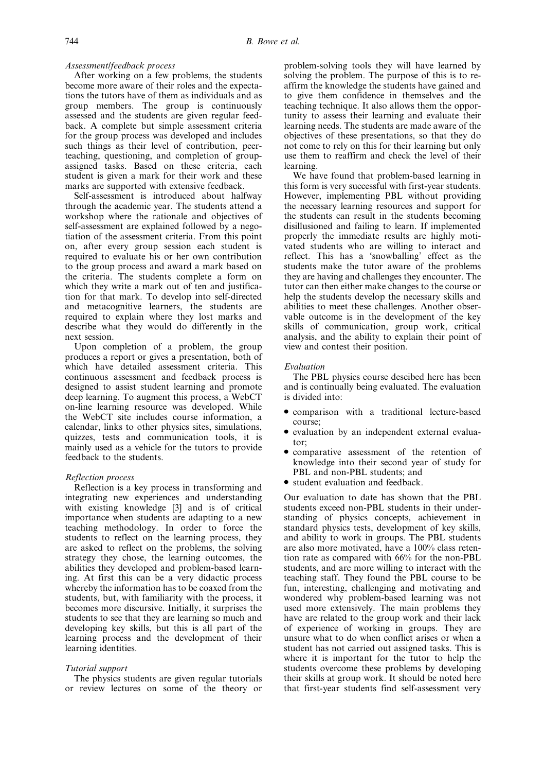*Assessment/feedback process*

After working on a few problems, the students become more aware of their roles and the expectations the tutors have of them as individuals and as group members. The group is continuously assessed and the students are given regular feedback. A complete but simple assessment criteria for the group process was developed and includes such things as their level of contribution, peer-teaching, questioning, and completion of group-assigned tasks. Based on these criteria, each student is given a mark for their work and these marks are supported with extensive feedback.

Self-assessment is introduced about halfway through the academic year. The students attend a workshop where the rationale and objectives of self-assessment are explained followed by a negotiation of the assessment criteria. From this point on, after every group session each student is required to evaluate his or her own contribution to the group process and award a mark based on the criteria. The students complete a form on which they write a mark out of ten and justification for that mark. To develop into self-directed and metacognitive learners, the students are required to explain where they lost marks and describe what they would do differently in the next session.

Upon completion of a problem, the group produces a report or gives a presentation, both of which have detailed assessment criteria. This continuous assessment and feedback process is designed to assist student learning and promote deep learning. To augment this process, a WebCT on-line learning resource was developed. While the WebCT site includes course information, a calendar, links to other physics sites, simulations, quizzes, tests and communication tools, it is mainly used as a vehicle for the tutors to provide feedback to the students.

*Reflection process*

Reflection is a key process in transforming and integrating new experiences and understanding with existing knowledge [3] and is of critical importance when students are adapting to a new teaching methodology. In order to force the students to reflect on the learning process, they are asked to reflect on the problems, the solving strategy they chose, the learning outcomes, the abilities they developed and problem-based learning. At first this can be a very didactic process whereby the information has to be coaxed from the students, but, with familiarity with the process, it becomes more discursive. Initially, it surprises the students to see that they are learning so much and developing key skills, but this is all part of the learning process and the development of their learning identities.

*Tutorial support*

The physics students are given regular tutorials or review lectures on some of the theory or problem-solving tools they will have learned by solving the problem. The purpose of this is to re-affirm the knowledge the students have gained and to give them confidence in themselves and the teaching technique. It also allows them the opportunity to assess their learning and evaluate their learning needs. The students are made aware of the objectives of these presentations, so that they do not come to rely on this for their learning but only use them to reaffirm and check the level of their learning.

We have found that problem-based learning in this form is very successful with first-year students. However, implementing PBL without providing the necessary learning resources and support for the students can result in the students becoming disillusioned and failing to learn. If implemented properly the immediate results are highly motivated students who are willing to interact and reflect. This has a 'snowballing' effect as the students make the tutor aware of the problems they are having and challenges they encounter. The tutor can then either make changes to the course or help the students develop the necessary skills and abilities to meet these challenges. Another observable outcome is in the development of the key skills of communication, group work, critical analysis, and the ability to explain their point of view and contest their position.

*Evaluation*

The PBL physics course descibed here has been and is continually being evaluated. The evaluation is divided into:

- comparison with a traditional lecture-based course;
- evaluation by an independent external evaluator;
- comparative assessment of the retention of knowledge into their second year of study for PBL and non-PBL students; and
- student evaluation and feedback.

Our evaluation to date has shown that the PBL students exceed non-PBL students in their understanding of physics concepts, achievement in standard physics tests, development of key skills, and ability to work in groups. The PBL students are also more motivated, have a 100% class retention rate as compared with 66% for the non-PBL students, and are more willing to interact with the teaching staff. They found the PBL course to be fun, interesting, challenging and motivating and wondered why problem-based learning was not used more extensively. The main problems they have are related to the group work and their lack of experience of working in groups. They are unsure what to do when conflict arises or when a student has not carried out assigned tasks. This is where it is important for the tutor to help the students overcome these problems by developing their skills at group work. It should be noted here that first-year students find self-assessment very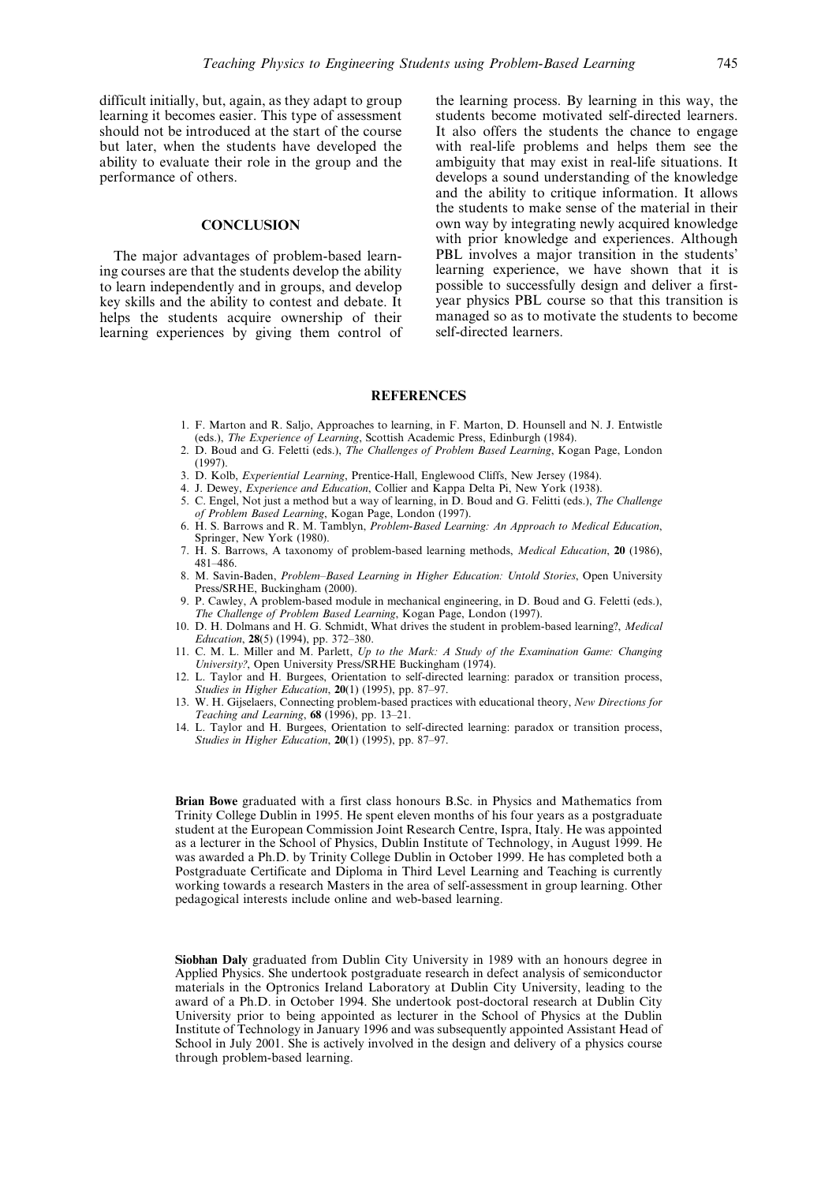difficult initially, but, again, as they adapt to group learning it becomes easier. This type of assessment should not be introduced at the start of the course but later, when the students have developed the ability to evaluate their role in the group and the performance of others.

## CONCLUSION

The major advantages of problem-based learning courses are that the students develop the ability to learn independently and in groups, and develop key skills and the ability to contest and debate. It helps the students acquire ownership of their learning experiences by giving them control of the learning process. By learning in this way, the students become motivated self-directed learners. It also offers the students the chance to engage with real-life problems and helps them see the ambiguity that may exist in real-life situations. It develops a sound understanding of the knowledge and the ability to critique information. It allows the students to make sense of the material in their own way by integrating newly acquired knowledge with prior knowledge and experiences. Although PBL involves a major transition in the students' learning experience, we have shown that it is possible to successfully design and deliver a first-year physics PBL course so that this transition is managed so as to motivate the students to become self-directed learners.

## REFERENCES

1. F. Marton and R. Saljo, Approaches to learning, in F. Marton, D. Hounsell and N. J. Entwistle (eds.), *The Experience of Learning*, Scottish Academic Press, Edinburgh (1984).
2. D. Boud and G. Feletti (eds.), *The Challenges of Problem Based Learning*, Kogan Page, London (1997).
3. D. Kolb, *Experiential Learning*, Prentice-Hall, Englewood Cliffs, New Jersey (1984).
4. J. Dewey, *Experience and Education*, Collier and Kappa Delta Pi, New York (1938).
5. C. Engel, Not just a method but a way of learning, in D. Boud and G. Felitti (eds.), *The Challenge of Problem Based Learning*, Kogan Page, London (1997).
6. H. S. Barrows and R. M. Tamblyn, *Problem-Based Learning: An Approach to Medical Education*, Springer, New York (1980).
7. H. S. Barrows, A taxonomy of problem-based learning methods, *Medical Education*, **20** (1986), 481–486.
8. M. Savin-Baden, *Problem–Based Learning in Higher Education: Untold Stories*, Open University Press/SRHE, Buckingham (2000).
9. P. Cawley, A problem-based module in mechanical engineering, in D. Boud and G. Feletti (eds.), *The Challenge of Problem Based Learning*, Kogan Page, London (1997).
10. D. H. Dolmans and H. G. Schmidt, What drives the student in problem-based learning?, *Medical Education*, **28**(5) (1994), pp. 372–380.
11. C. M. L. Miller and M. Parlett, *Up to the Mark: A Study of the Examination Game: Changing University?*, Open University Press/SRHE Buckingham (1974).
12. L. Taylor and H. Burgees, Orientation to self-directed learning: paradox or transition process, *Studies in Higher Education*, **20**(1) (1995), pp. 87–97.
13. W. H. Gijselaers, Connecting problem-based practices with educational theory, *New Directions for Teaching and Learning*, **68** (1996), pp. 13–21.
14. L. Taylor and H. Burgees, Orientation to self-directed learning: paradox or transition process, *Studies in Higher Education*, **20**(1) (1995), pp. 87–97.

**Brian Bowe** graduated with a first class honours B.Sc. in Physics and Mathematics from Trinity College Dublin in 1995. He spent eleven months of his four years as a postgraduate student at the European Commission Joint Research Centre, Ispra, Italy. He was appointed as a lecturer in the School of Physics, Dublin Institute of Technology, in August 1999. He was awarded a Ph.D. by Trinity College Dublin in October 1999. He has completed both a Postgraduate Certificate and Diploma in Third Level Learning and Teaching is currently working towards a research Masters in the area of self-assessment in group learning. Other pedagogical interests include online and web-based learning.

**Siobhan Daly** graduated from Dublin City University in 1989 with an honours degree in Applied Physics. She undertook postgraduate research in defect analysis of semiconductor materials in the Optronics Ireland Laboratory at Dublin City University, leading to the award of a Ph.D. in October 1994. She undertook post-doctoral research at Dublin City University prior to being appointed as lecturer in the School of Physics at the Dublin Institute of Technology in January 1996 and was subsequently appointed Assistant Head of School in July 2001. She is actively involved in the design and delivery of a physics course through problem-based learning.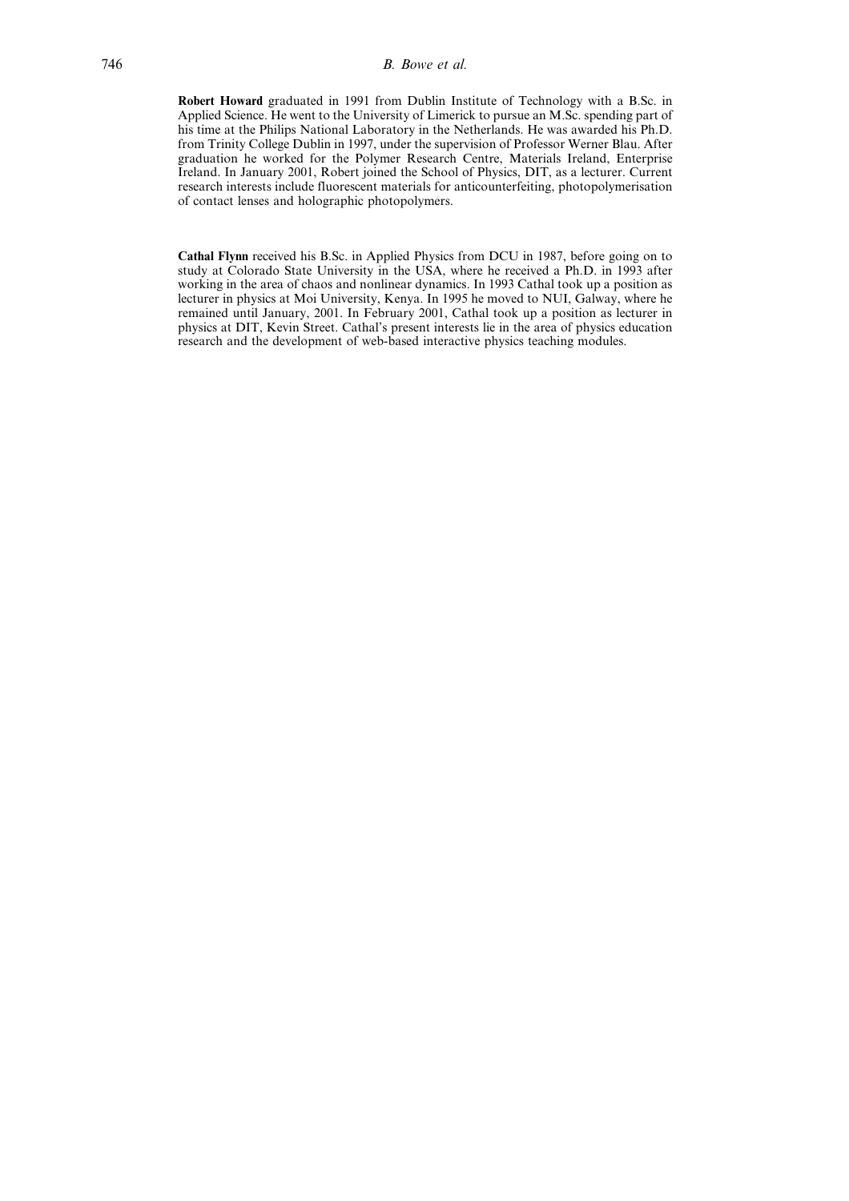**Robert Howard** graduated in 1991 from Dublin Institute of Technology with a B.Sc. in Applied Science. He went to the University of Limerick to pursue an M.Sc. spending part of his time at the Philips National Laboratory in the Netherlands. He was awarded his Ph.D. from Trinity College Dublin in 1997, under the supervision of Professor Werner Blau. After graduation he worked for the Polymer Research Centre, Materials Ireland, Enterprise Ireland. In January 2001, Robert joined the School of Physics, DIT, as a lecturer. Current research interests include fluorescent materials for anticounterfeiting, photopolymerisation of contact lenses and holographic photopolymers.

**Cathal Flynn** received his B.Sc. in Applied Physics from DCU in 1987, before going on to study at Colorado State University in the USA, where he received a Ph.D. in 1993 after working in the area of chaos and nonlinear dynamics. In 1993 Cathal took up a position as lecturer in physics at Moi University, Kenya. In 1995 he moved to NUI, Galway, where he remained until January, 2001. In February 2001, Cathal took up a position as lecturer in physics at DIT, Kevin Street. Cathal's present interests lie in the area of physics education research and the development of web-based interactive physics teaching modules.